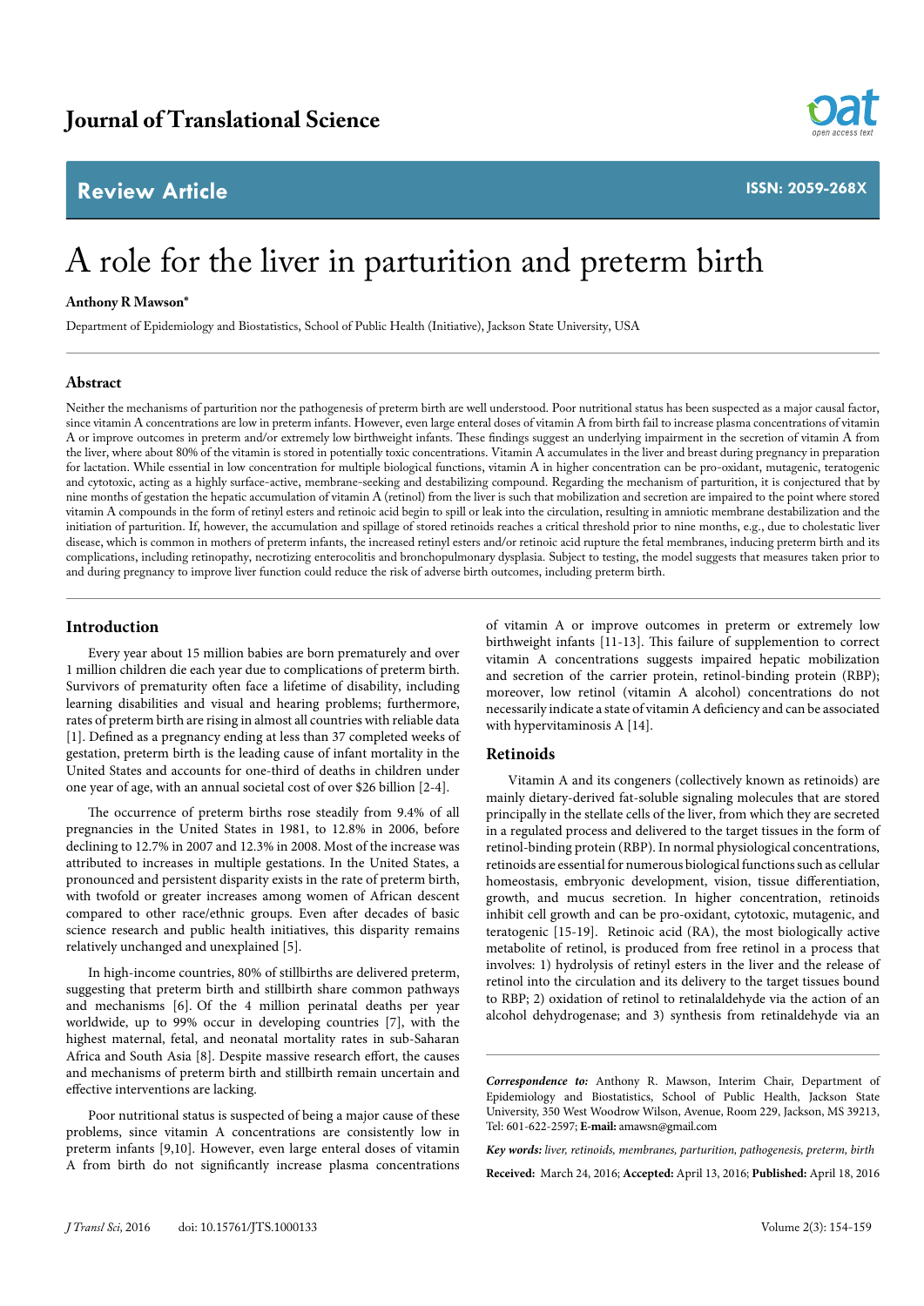# A role for the liver in parturition and preterm birth

**Anthony R Mawson***

Department of Epidemiology and Biostatistics, School of Public Health (Initiative), Jackson State University, USA

## Abstract

Neither the mechanisms of parturition nor the pathogenesis of preterm birth are well understood. Poor nutritional status has been suspected as a major causal factor, since vitamin A concentrations are low in preterm infants. However, even large enteral doses of vitamin A from birth fail to increase plasma concentrations of vitamin A or improve outcomes in preterm and/or extremely low birthweight infants. These findings suggest an underlying impairment in the secretion of vitamin A from the liver, where about 80% of the vitamin is stored in potentially toxic concentrations. Vitamin A accumulates in the liver and breast during pregnancy in preparation for lactation. While essential in low concentration for multiple biological functions, vitamin A in higher concentration can be pro-oxidant, mutagenic, teratogenic and cytotoxic, acting as a highly surface-active, membrane-seeking and destabilizing compound. Regarding the mechanism of parturition, it is conjectured that by nine months of gestation the hepatic accumulation of vitamin A (retinol) from the liver is such that mobilization and secretion are impaired to the point where stored vitamin A compounds in the form of retinyl esters and retinoic acid begin to spill or leak into the circulation, resulting in amniotic membrane destabilization and the initiation of parturition. If, however, the accumulation and spillage of stored retinoids reaches a critical threshold prior to nine months, e.g., due to cholestatic liver disease, which is common in mothers of preterm infants, the increased retinyl esters and/or retinoic acid rupture the fetal membranes, inducing preterm birth and its complications, including retinopathy, necrotizing enterocolitis and bronchopulmonary dysplasia. Subject to testing, the model suggests that measures taken prior to and during pregnancy to improve liver function could reduce the risk of adverse birth outcomes, including preterm birth.

## Introduction

Every year about 15 million babies are born prematurely and over 1 million children die each year due to complications of preterm birth. Survivors of prematurity often face a lifetime of disability, including learning disabilities and visual and hearing problems; furthermore, rates of preterm birth are rising in almost all countries with reliable data [1]. Defined as a pregnancy ending at less than 37 completed weeks of gestation, preterm birth is the leading cause of infant mortality in the United States and accounts for one-third of deaths in children under one year of age, with an annual societal cost of over $26 billion [2-4].

The occurrence of preterm births rose steadily from 9.4% of all pregnancies in the United States in 1981, to 12.8% in 2006, before declining to 12.7% in 2007 and 12.3% in 2008. Most of the increase was attributed to increases in multiple gestations. In the United States, a pronounced and persistent disparity exists in the rate of preterm birth, with twofold or greater increases among women of African descent compared to other race/ethnic groups. Even after decades of basic science research and public health initiatives, this disparity remains relatively unchanged and unexplained [5].

In high-income countries, 80% of stillbirths are delivered preterm, suggesting that preterm birth and stillbirth share common pathways and mechanisms [6]. Of the 4 million perinatal deaths per year worldwide, up to 99% occur in developing countries [7], with the highest maternal, fetal, and neonatal mortality rates in sub-Saharan Africa and South Asia [8]. Despite massive research effort, the causes and mechanisms of preterm birth and stillbirth remain uncertain and effective interventions are lacking.

Poor nutritional status is suspected of being a major cause of these problems, since vitamin A concentrations are consistently low in preterm infants [9,10]. However, even large enteral doses of vitamin A from birth do not significantly increase plasma concentrations of vitamin A or improve outcomes in preterm or extremely low birthweight infants [11-13]. This failure of supplementation to correct vitamin A concentrations suggests impaired hepatic mobilization and secretion of the carrier protein, retinol-binding protein (RBP); moreover, low retinol (vitamin A alcohol) concentrations do not necessarily indicate a state of vitamin A deficiency and can be associated with hypervitaminosis A [14].

## Retinoids

Vitamin A and its congeners (collectively known as retinoids) are mainly dietary-derived fat-soluble signaling molecules that are stored principally in the stellate cells of the liver, from which they are secreted in a regulated process and delivered to the target tissues in the form of retinol-binding protein (RBP). In normal physiological concentrations, retinoids are essential for numerous biological functions such as cellular homeostasis, embryonic development, vision, tissue differentiation, growth, and mucus secretion. In higher concentration, retinoids inhibit cell growth and can be pro-oxidant, cytotoxic, mutagenic, and teratogenic [15-19]. Retinoic acid (RA), the most biologically active metabolite of retinol, is produced from free retinol in a process that involves: 1) hydrolysis of retinyl esters in the liver and the release of retinol into the circulation and its delivery to the target tissues bound to RBP; 2) oxidation of retinol to retinalaldehyde via the action of an alcohol dehydrogenase; and 3) synthesis from retinaldehyde via an

---

***Correspondence to:*** Anthony R. Mawson, Interim Chair, Department of Epidemiology and Biostatistics, School of Public Health, Jackson State University, 350 West Woodrow Wilson, Avenue, Room 229, Jackson, MS 39213, Tel: 601-622-2597; **E-mail:** amawsn@gmail.com

***Key words:*** *liver, retinoids, membranes, parturition, pathogenesis, preterm, birth*

**Received:** March 24, 2016; **Accepted:** April 13, 2016; **Published:** April 18, 2016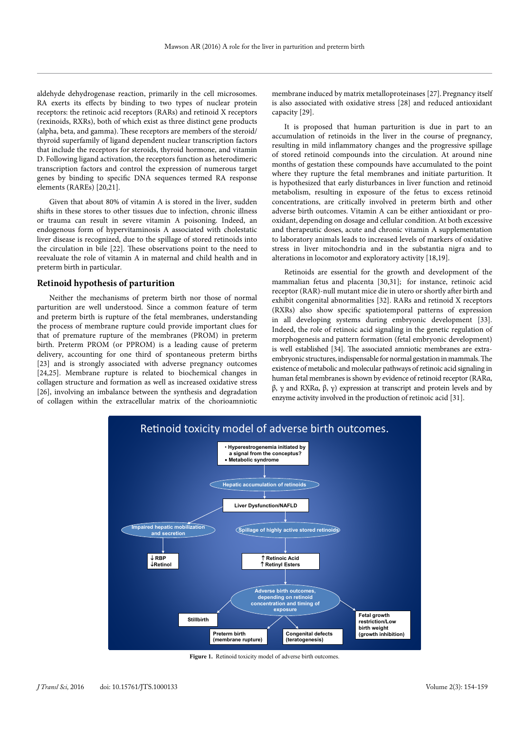aldehyde dehydrogenase reaction, primarily in the cell microsomes. RA exerts its effects by binding to two types of nuclear protein receptors: the retinoic acid receptors (RARs) and retinoid X receptors (rexinoids, RXRs), both of which exist as three distinct gene products (alpha, beta, and gamma). These receptors are members of the steroid/thyroid superfamily of ligand dependent nuclear transcription factors that include the receptors for steroids, thyroid hormone, and vitamin D. Following ligand activation, the receptors function as heterodimeric transcription factors and control the expression of numerous target genes by binding to specific DNA sequences termed RA response elements (RAREs) [20,21].

Given that about 80% of vitamin A is stored in the liver, sudden shifts in these stores to other tissues due to infection, chronic illness or trauma can result in severe vitamin A poisoning. Indeed, an endogenous form of hypervitaminosis A associated with cholestatic liver disease is recognized, due to the spillage of stored retinoids into the circulation in bile [22]. These observations point to the need to reevaluate the role of vitamin A in maternal and child health and in preterm birth in particular.

## Retinoid hypothesis of parturition

Neither the mechanisms of preterm birth nor those of normal parturition are well understood. Since a common feature of term and preterm birth is rupture of the fetal membranes, understanding the process of membrane rupture could provide important clues for that of premature rupture of the membranes (PROM) in preterm birth. Preterm PROM (or PPROM) is a leading cause of preterm delivery, accounting for one third of spontaneous preterm births [23] and is strongly associated with adverse pregnancy outcomes [24,25]. Membrane rupture is related to biochemical changes in collagen structure and formation as well as increased oxidative stress [26], involving an imbalance between the synthesis and degradation of collagen within the extracellular matrix of the chorioamniotic membrane induced by matrix metalloproteinases [27]. Pregnancy itself is also associated with oxidative stress [28] and reduced antioxidant capacity [29].

It is proposed that human parturition is due in part to an accumulation of retinoids in the liver in the course of pregnancy, resulting in mild inflammatory changes and the progressive spillage of stored retinoid compounds into the circulation. At around nine months of gestation these compounds have accumulated to the point where they rupture the fetal membranes and initiate parturition. It is hypothesized that early disturbances in liver function and retinoid metabolism, resulting in exposure of the fetus to excess retinoid concentrations, are critically involved in preterm birth and other adverse birth outcomes. Vitamin A can be either antioxidant or pro-oxidant, depending on dosage and cellular condition. At both excessive and therapeutic doses, acute and chronic vitamin A supplementation to laboratory animals leads to increased levels of markers of oxidative stress in liver mitochondria and in the substantia nigra and to alterations in locomotor and exploratory activity [18,19].

Retinoids are essential for the growth and development of the mammalian fetus and placenta [30,31]; for instance, retinoic acid receptor (RAR)-null mutant mice die in utero or shortly after birth and exhibit congenital abnormalities [32]. RARs and retinoid X receptors (RXRs) also show specific spatiotemporal patterns of expression in all developing systems during embryonic development [33]. Indeed, the role of retinoic acid signaling in the genetic regulation of morphogenesis and pattern formation (fetal embryonic development) is well established [34]. The associated amniotic membranes are extra-embryonic structures, indispensable for normal gestation in mammals. The existence of metabolic and molecular pathways of retinoic acid signaling in human fetal membranes is shown by evidence of retinoid receptor (RARα, β, γ and RXRα, β, γ) expression at transcript and protein levels and by enzyme activity involved in the production of retinoic acid [31].

**Figure 1.** Retinoid toxicity model of adverse birth outcomes.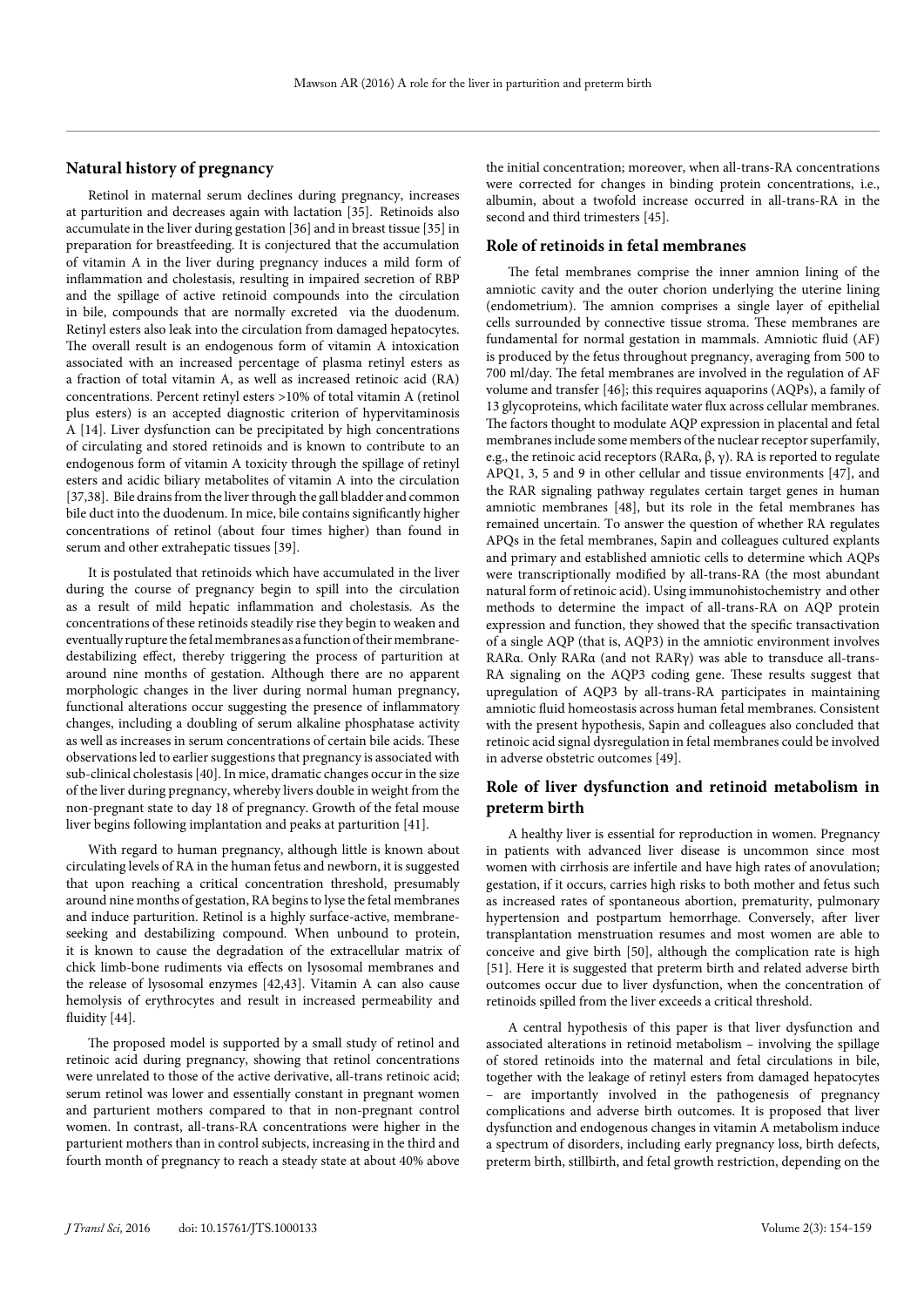## Natural history of pregnancy

Retinol in maternal serum declines during pregnancy, increases at parturition and decreases again with lactation [35]. Retinoids also accumulate in the liver during gestation [36] and in breast tissue [35] in preparation for breastfeeding. It is conjectured that the accumulation of vitamin A in the liver during pregnancy induces a mild form of inflammation and cholestasis, resulting in impaired secretion of RBP and the spillage of active retinoid compounds into the circulation in bile, compounds that are normally excreted via the duodenum. Retinyl esters also leak into the circulation from damaged hepatocytes. The overall result is an endogenous form of vitamin A intoxication associated with an increased percentage of plasma retinyl esters as a fraction of total vitamin A, as well as increased retinoic acid (RA) concentrations. Percent retinyl esters >10% of total vitamin A (retinol plus esters) is an accepted diagnostic criterion of hypervitaminosis A [14]. Liver dysfunction can be precipitated by high concentrations of circulating and stored retinoids and is known to contribute to an endogenous form of vitamin A toxicity through the spillage of retinyl esters and acidic biliary metabolites of vitamin A into the circulation [37,38]. Bile drains from the liver through the gall bladder and common bile duct into the duodenum. In mice, bile contains significantly higher concentrations of retinol (about four times higher) than found in serum and other extrahepatic tissues [39].

It is postulated that retinoids which have accumulated in the liver during the course of pregnancy begin to spill into the circulation as a result of mild hepatic inflammation and cholestasis. As the concentrations of these retinoids steadily rise they begin to weaken and eventually rupture the fetal membranes as a function of their membrane-destabilizing effect, thereby triggering the process of parturition at around nine months of gestation. Although there are no apparent morphologic changes in the liver during normal human pregnancy, functional alterations occur suggesting the presence of inflammatory changes, including a doubling of serum alkaline phosphatase activity as well as increases in serum concentrations of certain bile acids. These observations led to earlier suggestions that pregnancy is associated with sub-clinical cholestasis [40]. In mice, dramatic changes occur in the size of the liver during pregnancy, whereby livers double in weight from the non-pregnant state to day 18 of pregnancy. Growth of the fetal mouse liver begins following implantation and peaks at parturition [41].

With regard to human pregnancy, although little is known about circulating levels of RA in the human fetus and newborn, it is suggested that upon reaching a critical concentration threshold, presumably around nine months of gestation, RA begins to lyse the fetal membranes and induce parturition. Retinol is a highly surface-active, membrane-seeking and destabilizing compound. When unbound to protein, it is known to cause the degradation of the extracellular matrix of chick limb-bone rudiments via effects on lysosomal membranes and the release of lysosomal enzymes [42,43]. Vitamin A can also cause hemolysis of erythrocytes and result in increased permeability and fluidity [44].

The proposed model is supported by a small study of retinol and retinoic acid during pregnancy, showing that retinol concentrations were unrelated to those of the active derivative, all-trans retinoic acid; serum retinol was lower and essentially constant in pregnant women and parturient mothers compared to that in non-pregnant control women. In contrast, all-trans-RA concentrations were higher in the parturient mothers than in control subjects, increasing in the third and fourth month of pregnancy to reach a steady state at about 40% above the initial concentration; moreover, when all-trans-RA concentrations were corrected for changes in binding protein concentrations, i.e., albumin, about a twofold increase occurred in all-trans-RA in the second and third trimesters [45].

## Role of retinoids in fetal membranes

The fetal membranes comprise the inner amnion lining of the amniotic cavity and the outer chorion underlying the uterine lining (endometrium). The amnion comprises a single layer of epithelial cells surrounded by connective tissue stroma. These membranes are fundamental for normal gestation in mammals. Amniotic fluid (AF) is produced by the fetus throughout pregnancy, averaging from 500 to 700 ml/day. The fetal membranes are involved in the regulation of AF volume and transfer [46]; this requires aquaporins (AQPs), a family of 13 glycoproteins, which facilitate water flux across cellular membranes. The factors thought to modulate AQP expression in placental and fetal membranes include some members of the nuclear receptor superfamily, e.g., the retinoic acid receptors (RARα, β, γ). RA is reported to regulate APQ1, 3, 5 and 9 in other cellular and tissue environments [47], and the RAR signaling pathway regulates certain target genes in human amniotic membranes [48], but its role in the fetal membranes has remained uncertain. To answer the question of whether RA regulates APQs in the fetal membranes, Sapin and colleagues cultured explants and primary and established amniotic cells to determine which AQPs were transcriptionally modified by all-trans-RA (the most abundant natural form of retinoic acid). Using immunohistochemistry and other methods to determine the impact of all-trans-RA on AQP protein expression and function, they showed that the specific transactivation of a single AQP (that is, AQP3) in the amniotic environment involves RARα. Only RARα (and not RARγ) was able to transduce all-trans-RA signaling on the AQP3 coding gene. These results suggest that upregulation of AQP3 by all-trans-RA participates in maintaining amniotic fluid homeostasis across human fetal membranes. Consistent with the present hypothesis, Sapin and colleagues also concluded that retinoic acid signal dysregulation in fetal membranes could be involved in adverse obstetric outcomes [49].

## Role of liver dysfunction and retinoid metabolism in preterm birth

A healthy liver is essential for reproduction in women. Pregnancy in patients with advanced liver disease is uncommon since most women with cirrhosis are infertile and have high rates of anovulation; gestation, if it occurs, carries high risks to both mother and fetus such as increased rates of spontaneous abortion, prematurity, pulmonary hypertension and postpartum hemorrhage. Conversely, after liver transplantation menstruation resumes and most women are able to conceive and give birth [50], although the complication rate is high [51]. Here it is suggested that preterm birth and related adverse birth outcomes occur due to liver dysfunction, when the concentration of retinoids spilled from the liver exceeds a critical threshold.

A central hypothesis of this paper is that liver dysfunction and associated alterations in retinoid metabolism – involving the spillage of stored retinoids into the maternal and fetal circulations in bile, together with the leakage of retinyl esters from damaged hepatocytes – are importantly involved in the pathogenesis of pregnancy complications and adverse birth outcomes. It is proposed that liver dysfunction and endogenous changes in vitamin A metabolism induce a spectrum of disorders, including early pregnancy loss, birth defects, preterm birth, stillbirth, and fetal growth restriction, depending on the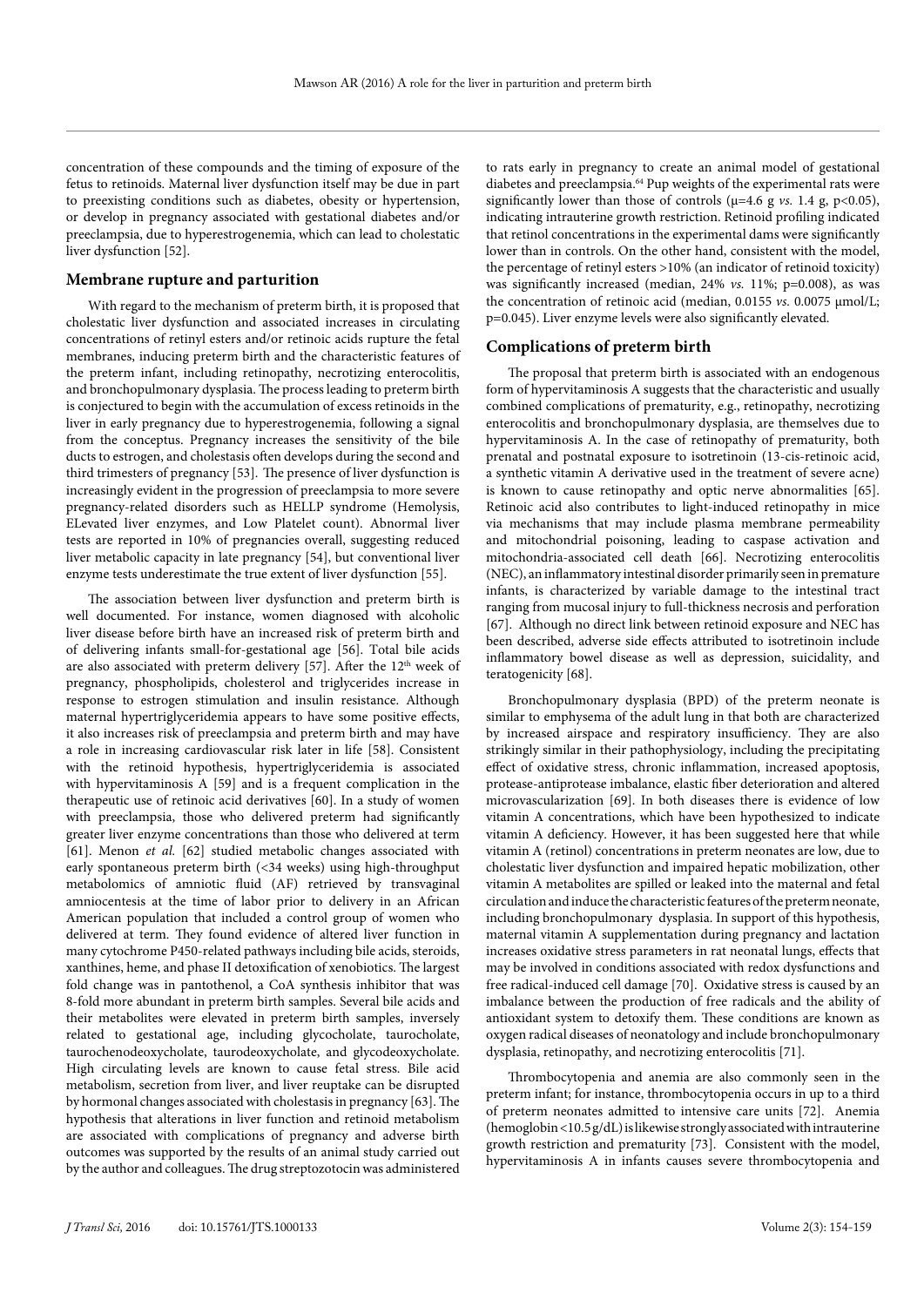concentration of these compounds and the timing of exposure of the fetus to retinoids. Maternal liver dysfunction itself may be due in part to preexisting conditions such as diabetes, obesity or hypertension, or develop in pregnancy associated with gestational diabetes and/or preeclampsia, due to hyperestrogenemia, which can lead to cholestatic liver dysfunction [52].

## Membrane rupture and parturition

With regard to the mechanism of preterm birth, it is proposed that cholestatic liver dysfunction and associated increases in circulating concentrations of retinyl esters and/or retinoic acids rupture the fetal membranes, inducing preterm birth and the characteristic features of the preterm infant, including retinopathy, necrotizing enterocolitis, and bronchopulmonary dysplasia. The process leading to preterm birth is conjectured to begin with the accumulation of excess retinoids in the liver in early pregnancy due to hyperestrogenemia, following a signal from the conceptus. Pregnancy increases the sensitivity of the bile ducts to estrogen, and cholestasis often develops during the second and third trimesters of pregnancy [53]. The presence of liver dysfunction is increasingly evident in the progression of preeclampsia to more severe pregnancy-related disorders such as HELLP syndrome (Hemolysis, ELevated liver enzymes, and Low Platelet count). Abnormal liver tests are reported in 10% of pregnancies overall, suggesting reduced liver metabolic capacity in late pregnancy [54], but conventional liver enzyme tests underestimate the true extent of liver dysfunction [55].

The association between liver dysfunction and preterm birth is well documented. For instance, women diagnosed with alcoholic liver disease before birth have an increased risk of preterm birth and of delivering infants small-for-gestational age [56]. Total bile acids are also associated with preterm delivery [57]. After the 12th week of pregnancy, phospholipids, cholesterol and triglycerides increase in response to estrogen stimulation and insulin resistance. Although maternal hypertriglyceridemia appears to have some positive effects, it also increases risk of preeclampsia and preterm birth and may have a role in increasing cardiovascular risk later in life [58]. Consistent with the retinoid hypothesis, hypertriglyceridemia is associated with hypervitaminosis A [59] and is a frequent complication in the therapeutic use of retinoic acid derivatives [60]. In a study of women with preeclampsia, those who delivered preterm had significantly greater liver enzyme concentrations than those who delivered at term [61]. Menon *et al.* [62] studied metabolic changes associated with early spontaneous preterm birth (<34 weeks) using high-throughput metabolomics of amniotic fluid (AF) retrieved by transvaginal amniocentesis at the time of labor prior to delivery in an African American population that included a control group of women who delivered at term. They found evidence of altered liver function in many cytochrome P450-related pathways including bile acids, steroids, xanthines, heme, and phase II detoxification of xenobiotics. The largest fold change was in pantothenol, a CoA synthesis inhibitor that was 8-fold more abundant in preterm birth samples. Several bile acids and their metabolites were elevated in preterm birth samples, inversely related to gestational age, including glycocholate, taurocholate, taurochenodeoxycholate, taurodeoxycholate, and glycodeoxycholate. High circulating levels are known to cause fetal stress. Bile acid metabolism, secretion from liver, and liver reuptake can be disrupted by hormonal changes associated with cholestasis in pregnancy [63]. The hypothesis that alterations in liver function and retinoid metabolism are associated with complications of pregnancy and adverse birth outcomes was supported by the results of an animal study carried out by the author and colleagues. The drug streptozotocin was administered to rats early in pregnancy to create an animal model of gestational diabetes and preeclampsia.[64] Pup weights of the experimental rats were significantly lower than those of controls ($\mu$=4.6 g *vs.* 1.4 g, $p<0.05$), indicating intrauterine growth restriction. Retinoid profiling indicated that retinol concentrations in the experimental dams were significantly lower than in controls. On the other hand, consistent with the model, the percentage of retinyl esters >10% (an indicator of retinoid toxicity) was significantly increased (median, 24% *vs.* 11%; p=0.008), as was the concentration of retinoic acid (median, 0.0155 *vs.* 0.0075 µmol/L; p=0.045). Liver enzyme levels were also significantly elevated.

## Complications of preterm birth

The proposal that preterm birth is associated with an endogenous form of hypervitaminosis A suggests that the characteristic and usually combined complications of prematurity, e.g., retinopathy, necrotizing enterocolitis and bronchopulmonary dysplasia, are themselves due to hypervitaminosis A. In the case of retinopathy of prematurity, both prenatal and postnatal exposure to isotretinoin (13-cis-retinoic acid, a synthetic vitamin A derivative used in the treatment of severe acne) is known to cause retinopathy and optic nerve abnormalities [65]. Retinoic acid also contributes to light-induced retinopathy in mice via mechanisms that may include plasma membrane permeability and mitochondrial poisoning, leading to caspase activation and mitochondria-associated cell death [66]. Necrotizing enterocolitis (NEC), an inflammatory intestinal disorder primarily seen in premature infants, is characterized by variable damage to the intestinal tract ranging from mucosal injury to full-thickness necrosis and perforation [67]. Although no direct link between retinoid exposure and NEC has been described, adverse side effects attributed to isotretinoin include inflammatory bowel disease as well as depression, suicidality, and teratogenicity [68].

Bronchopulmonary dysplasia (BPD) of the preterm neonate is similar to emphysema of the adult lung in that both are characterized by increased airspace and respiratory insufficiency. They are also strikingly similar in their pathophysiology, including the precipitating effect of oxidative stress, chronic inflammation, increased apoptosis, protease-antiprotease imbalance, elastic fiber deterioration and altered microvascularization [69]. In both diseases there is evidence of low vitamin A concentrations, which have been hypothesized to indicate vitamin A deficiency. However, it has been suggested here that while vitamin A (retinol) concentrations in preterm neonates are low, due to cholestatic liver dysfunction and impaired hepatic mobilization, other vitamin A metabolites are spilled or leaked into the maternal and fetal circulation and induce the characteristic features of the preterm neonate, including bronchopulmonary dysplasia. In support of this hypothesis, maternal vitamin A supplementation during pregnancy and lactation increases oxidative stress parameters in rat neonatal lungs, effects that may be involved in conditions associated with redox dysfunctions and free radical-induced cell damage [70]. Oxidative stress is caused by an imbalance between the production of free radicals and the ability of antioxidant system to detoxify them. These conditions are known as oxygen radical diseases of neonatology and include bronchopulmonary dysplasia, retinopathy, and necrotizing enterocolitis [71].

Thrombocytopenia and anemia are also commonly seen in the preterm infant; for instance, thrombocytopenia occurs in up to a third of preterm neonates admitted to intensive care units [72]. Anemia (hemoglobin <10.5 g/dL) is likewise strongly associated with intrauterine growth restriction and prematurity [73]. Consistent with the model, hypervitaminosis A in infants causes severe thrombocytopenia and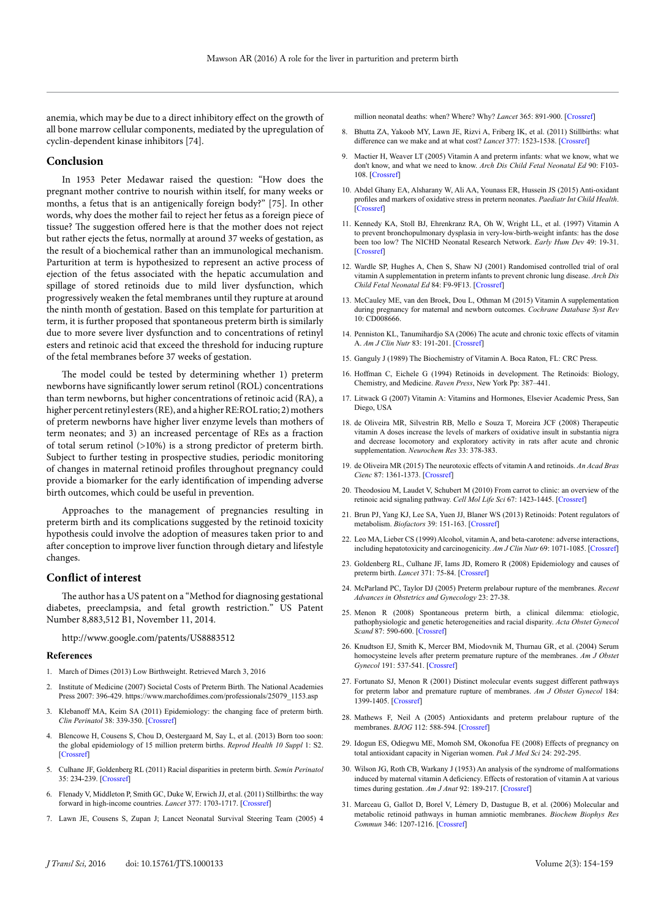anemia, which may be due to a direct inhibitory effect on the growth of all bone marrow cellular components, mediated by the upregulation of cyclin-dependent kinase inhibitors [74].

## Conclusion

In 1953 Peter Medawar raised the question: "How does the pregnant mother contrive to nourish within itself, for many weeks or months, a fetus that is an antigenically foreign body?" [75]. In other words, why does the mother fail to reject her fetus as a foreign piece of tissue? The suggestion offered here is that the mother does not reject but rather ejects the fetus, normally at around 37 weeks of gestation, as the result of a biochemical rather than an immunological mechanism. Parturition at term is hypothesized to represent an active process of ejection of the fetus associated with the hepatic accumulation and spillage of stored retinoids due to mild liver dysfunction, which progressively weaken the fetal membranes until they rupture at around the ninth month of gestation. Based on this template for parturition at term, it is further proposed that spontaneous preterm birth is similarly due to more severe liver dysfunction and to concentrations of retinyl esters and retinoic acid that exceed the threshold for inducing rupture of the fetal membranes before 37 weeks of gestation.

The model could be tested by determining whether 1) preterm newborns have significantly lower serum retinol (ROL) concentrations than term newborns, but higher concentrations of retinoic acid (RA), a higher percent retinyl esters (RE), and a higher RE:ROL ratio; 2) mothers of preterm newborns have higher liver enzyme levels than mothers of term neonates; and 3) an increased percentage of REs as a fraction of total serum retinol (>10%) is a strong predictor of preterm birth. Subject to further testing in prospective studies, periodic monitoring of changes in maternal retinoid profiles throughout pregnancy could provide a biomarker for the early identification of impending adverse birth outcomes, which could be useful in prevention.

Approaches to the management of pregnancies resulting in preterm birth and its complications suggested by the retinoid toxicity hypothesis could involve the adoption of measures taken prior to and after conception to improve liver function through dietary and lifestyle changes.

## Conflict of interest

The author has a US patent on a "Method for diagnosing gestational diabetes, preeclampsia, and fetal growth restriction." US Patent Number 8,883,512 B1, November 11, 2014.

http://www.google.com/patents/US8883512

### References

1. March of Dimes (2013) Low Birthweight. Retrieved March 3, 2016
2. Institute of Medicine (2007) Societal Costs of Preterm Birth. The National Academies Press 2007: 396-429. https://www.marchofdimes.com/professionals/25079_1153.asp
3. Klebanoff MA, Keim SA (2011) Epidemiology: the changing face of preterm birth. *Clin Perinatol* 38: 339-350. [Crossref]
4. Blencowe H, Cousens S, Chou D, Oestergaard M, Say L, et al. (2013) Born too soon: the global epidemiology of 15 million preterm births. *Reprod Health 10 Suppl* 1: S2. [Crossref]
5. Culhane JF, Goldenberg RL (2011) Racial disparities in preterm birth. *Semin Perinatol* 35: 234-239. [Crossref]
6. Flenady V, Middleton P, Smith GC, Duke W, Erwich JJ, et al. (2011) Stillbirths: the way forward in high-income countries. *Lancet* 377: 1703-1717. [Crossref]
7. Lawn JE, Cousens S, Zupan J; Lancet Neonatal Survival Steering Team (2005) 4 million neonatal deaths: when? Where? Why? *Lancet* 365: 891-900. [Crossref]
8. Bhutta ZA, Yakoob MY, Lawn JE, Rizvi A, Friberg IK, et al. (2011) Stillbirths: what difference can we make and at what cost? *Lancet* 377: 1523-1538. [Crossref]
9. Mactier H, Weaver LT (2005) Vitamin A and preterm infants: what we know, what we don't know, and what we need to know. *Arch Dis Child Fetal Neonatal Ed* 90: F103-108. [Crossref]
10. Abdel Ghany EA, Alsharany W, Ali AA, Younass ER, Hussein JS (2015) Anti-oxidant profiles and markers of oxidative stress in preterm neonates. *Paediatr Int Child Health*. [Crossref]
11. Kennedy KA, Stoll BJ, Ehrenkranz RA, Oh W, Wright LL, et al. (1997) Vitamin A to prevent bronchopulmonary dysplasia in very-low-birth-weight infants: has the dose been too low? The NICHD Neonatal Research Network. *Early Hum Dev* 49: 19-31. [Crossref]
12. Wardle SP, Hughes A, Chen S, Shaw NJ (2001) Randomised controlled trial of oral vitamin A supplementation in preterm infants to prevent chronic lung disease. *Arch Dis Child Fetal Neonatal Ed* 84: F9-F13. [Crossref]
13. McCauley ME, van den Broek, Dou L, Othman M (2015) Vitamin A supplementation during pregnancy for maternal and newborn outcomes. *Cochrane Database Syst Rev* 10: CD008666.
14. Penniston KL, Tanumihardjo SA (2006) The acute and chronic toxic effects of vitamin A. *Am J Clin Nutr* 83: 191-201. [Crossref]
15. Ganguly J (1989) The Biochemistry of Vitamin A. Boca Raton, FL: CRC Press.
16. Hoffman C, Eichele G (1994) Retinoids in development. The Retinoids: Biology, Chemistry, and Medicine. *Raven Press*, New York Pp: 387–441.
17. Litwack G (2007) Vitamin A: Vitamins and Hormones, Elsevier Academic Press, San Diego, USA
18. de Oliveira MR, Silvestrin RB, Mello e Souza T, Moreira JCF (2008) Therapeutic vitamin A doses increase the levels of markers of oxidative insult in substantia nigra and decrease locomotory and exploratory activity in rats after acute and chronic supplementation. *Neurochem Res* 33: 378-383.
19. de Oliveira MR (2015) The neurotoxic effects of vitamin A and retinoids. *An Acad Bras Cienc* 87: 1361-1373. [Crossref]
20. Theodosiou M, Laudet V, Schubert M (2010) From carrot to clinic: an overview of the retinoic acid signaling pathway. *Cell Mol Life Sci* 67: 1423-1445. [Crossref]
21. Brun PJ, Yang KJ, Lee SA, Yuen JJ, Blaner WS (2013) Retinoids: Potent regulators of metabolism. *Biofactors* 39: 151-163. [Crossref]
22. Leo MA, Lieber CS (1999) Alcohol, vitamin A, and beta-carotene: adverse interactions, including hepatotoxicity and carcinogenicity. *Am J Clin Nutr* 69: 1071-1085. [Crossref]
23. Goldenberg RL, Culhane JF, Iams JD, Romero R (2008) Epidemiology and causes of preterm birth. *Lancet* 371: 75-84. [Crossref]
24. McParland PC, Taylor DJ (2005) Preterm prelabour rupture of the membranes. *Recent Advances in Obstetrics and Gynecology* 23: 27-38.
25. Menon R (2008) Spontaneous preterm birth, a clinical dilemma: etiologic, pathophysiologic and genetic heterogeneities and racial disparity. *Acta Obstet Gynecol Scand* 87: 590-600. [Crossref]
26. Knudtson EJ, Smith K, Mercer BM, Miodovnik M, Thurnau GR, et al. (2004) Serum homocysteine levels after preterm premature rupture of the membranes. *Am J Obstet Gynecol* 191: 537-541. [Crossref]
27. Fortunato SJ, Menon R (2001) Distinct molecular events suggest different pathways for preterm labor and premature rupture of membranes. *Am J Obstet Gynecol* 184: 1399-1405. [Crossref]
28. Mathews F, Neil A (2005) Antioxidants and preterm prelabour rupture of the membranes. *BJOG* 112: 588-594. [Crossref]
29. Idogun ES, Odiegwu ME, Momoh SM, Okonofua FE (2008) Effects of pregnancy on total antioxidant capacity in Nigerian women. *Pak J Med Sci* 24: 292-295.
30. Wilson JG, Roth CB, Warkany J (1953) An analysis of the syndrome of malformations induced by maternal vitamin A deficiency. Effects of restoration of vitamin A at various times during gestation. *Am J Anat* 92: 189-217. [Crossref]
31. Marceau G, Gallot D, Borel V, Lémery D, Dastugue B, et al. (2006) Molecular and metabolic retinoid pathways in human amniotic membranes. *Biochem Biophys Res Commun* 346: 1207-1216. [Crossref]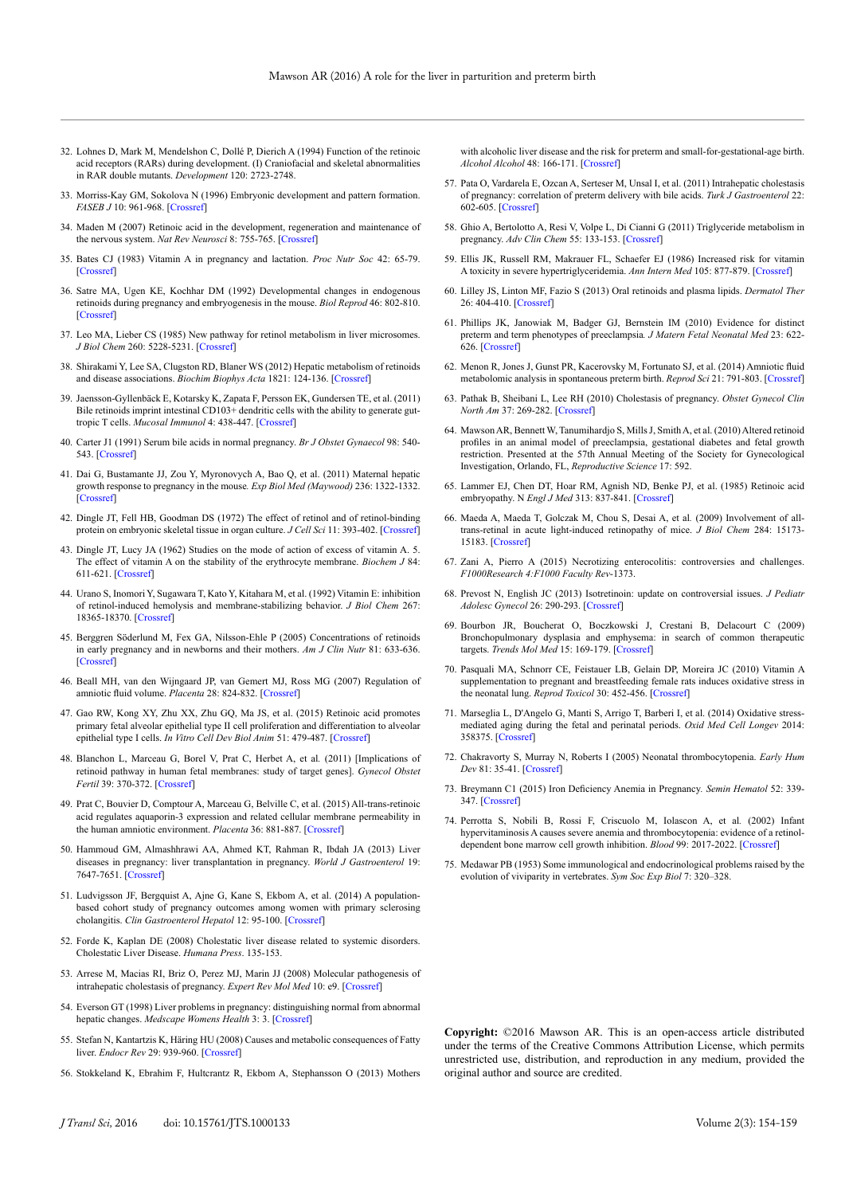32. Lohnes D, Mark M, Mendelshon C, Dollé P, Dierich A (1994) Function of the retinoic acid receptors (RARs) during development. (I) Craniofacial and skeletal abnormalities in RAR double mutants. *Development* 120: 2723-2748.

33. Morriss-Kay GM, Sokolova N (1996) Embryonic development and pattern formation. *FASEB J* 10: 961-968. [Crossref]

34. Maden M (2007) Retinoic acid in the development, regeneration and maintenance of the nervous system. *Nat Rev Neurosci* 8: 755-765. [Crossref]

35. Bates CJ (1983) Vitamin A in pregnancy and lactation. *Proc Nutr Soc* 42: 65-79. [Crossref]

36. Satre MA, Ugen KE, Kochhar DM (1992) Developmental changes in endogenous retinoids during pregnancy and embryogenesis in the mouse. *Biol Reprod* 46: 802-810. [Crossref]

37. Leo MA, Lieber CS (1985) New pathway for retinol metabolism in liver microsomes. *J Biol Chem* 260: 5228-5231. [Crossref]

38. Shirakami Y, Lee SA, Clugston RD, Blaner WS (2012) Hepatic metabolism of retinoids and disease associations. *Biochim Biophys Acta* 1821: 124-136. [Crossref]

39. Jaensson-Gyllenbäck E, Kotarsky K, Zapata F, Persson EK, Gundersen TE, et al. (2011) Bile retinoids imprint intestinal CD103+ dendritic cells with the ability to generate gut-tropic T cells. *Mucosal Immunol* 4: 438-447. [Crossref]

40. Carter J1 (1991) Serum bile acids in normal pregnancy. *Br J Obstet Gynaecol* 98: 540-543. [Crossref]

41. Dai G, Bustamante JJ, Zou Y, Myronovych A, Bao Q, et al. (2011) Maternal hepatic growth response to pregnancy in the mouse. *Exp Biol Med (Maywood)* 236: 1322-1332. [Crossref]

42. Dingle JT, Fell HB, Goodman DS (1972) The effect of retinol and of retinol-binding protein on embryonic skeletal tissue in organ culture. *J Cell Sci* 11: 393-402. [Crossref]

43. Dingle JT, Lucy JA (1962) Studies on the mode of action of excess of vitamin A. 5. The effect of vitamin A on the stability of the erythrocyte membrane. *Biochem J* 84: 611-621. [Crossref]

44. Urano S, Inomori Y, Sugawara T, Kato Y, Kitahara M, et al. (1992) Vitamin E: inhibition of retinol-induced hemolysis and membrane-stabilizing behavior. *J Biol Chem* 267: 18365-18370. [Crossref]

45. Berggren Söderlund M, Fex GA, Nilsson-Ehle P (2005) Concentrations of retinoids in early pregnancy and in newborns and their mothers. *Am J Clin Nutr* 81: 633-636. [Crossref]

46. Beall MH, van den Wijngaard JP, van Gemert MJ, Ross MG (2007) Regulation of amniotic fluid volume. *Placenta* 28: 824-832. [Crossref]

47. Gao RW, Kong XY, Zhu XX, Zhu GQ, Ma JS, et al. (2015) Retinoic acid promotes primary fetal alveolar epithelial type II cell proliferation and differentiation to alveolar epithelial type I cells. *In Vitro Cell Dev Biol Anim* 51: 479-487. [Crossref]

48. Blanchon L, Marceau G, Borel V, Prat C, Herbet A, et al. (2011) [Implications of retinoid pathway in human fetal membranes: study of target genes]. *Gynecol Obstet Fertil* 39: 370-372. [Crossref]

49. Prat C, Bouvier D, Comptour A, Marceau G, Belville C, et al. (2015) All-trans-retinoic acid regulates aquaporin-3 expression and related cellular membrane permeability in the human amniotic environment. *Placenta* 36: 881-887. [Crossref]

50. Hammoud GM, Almashhrawi AA, Ahmed KT, Rahman R, Ibdah JA (2013) Liver diseases in pregnancy: liver transplantation in pregnancy. *World J Gastroenterol* 19: 7647-7651. [Crossref]

51. Ludvigsson JF, Bergquist A, Ajne G, Kane S, Ekbom A, et al. (2014) A population-based cohort study of pregnancy outcomes among women with primary sclerosing cholangitis. *Clin Gastroenterol Hepatol* 12: 95-100. [Crossref]

52. Forde K, Kaplan DE (2008) Cholestatic liver disease related to systemic disorders. Cholestatic Liver Disease. *Humana Press*. 135-153.

53. Arrese M, Macias RI, Briz O, Perez MJ, Marin JJ (2008) Molecular pathogenesis of intrahepatic cholestasis of pregnancy. *Expert Rev Mol Med* 10: e9. [Crossref]

54. Everson GT (1998) Liver problems in pregnancy: distinguishing normal from abnormal hepatic changes. *Medscape Womens Health* 3: 3. [Crossref]

55. Stefan N, Kantartzis K, Häring HU (2008) Causes and metabolic consequences of Fatty liver. *Endocr Rev* 29: 939-960. [Crossref]

56. Stokkeland K, Ebrahim F, Hultcrantz R, Ekbom A, Stephansson O (2013) Mothers with alcoholic liver disease and the risk for preterm and small-for-gestational-age birth. *Alcohol Alcohol* 48: 166-171. [Crossref]

57. Pata O, Vardarela E, Ozcan A, Serteser M, Unsal I, et al. (2011) Intrahepatic cholestasis of pregnancy: correlation of preterm delivery with bile acids. *Turk J Gastroenterol* 22: 602-605. [Crossref]

58. Ghio A, Bertolotto A, Resi V, Volpe L, Di Cianni G (2011) Triglyceride metabolism in pregnancy. *Adv Clin Chem* 55: 133-153. [Crossref]

59. Ellis JK, Russell RM, Makrauer FL, Schaefer EJ (1986) Increased risk for vitamin A toxicity in severe hypertriglyceridemia. *Ann Intern Med* 105: 877-879. [Crossref]

60. Lilley JS, Linton MF, Fazio S (2013) Oral retinoids and plasma lipids. *Dermatol Ther* 26: 404-410. [Crossref]

61. Phillips JK, Janowiak M, Badger GJ, Bernstein IM (2010) Evidence for distinct preterm and term phenotypes of preeclampsia. *J Matern Fetal Neonatal Med* 23: 622-626. [Crossref]

62. Menon R, Jones J, Gunst PR, Kacerovsky M, Fortunato SJ, et al. (2014) Amniotic fluid metabolomic analysis in spontaneous preterm birth. *Reprod Sci* 21: 791-803. [Crossref]

63. Pathak B, Sheibani L, Lee RH (2010) Cholestasis of pregnancy. *Obstet Gynecol Clin North Am* 37: 269-282. [Crossref]

64. Mawson AR, Bennett W, Tanumihardjo S, Mills J, Smith A, et al. (2010) Altered retinoid profiles in an animal model of preeclampsia, gestational diabetes and fetal growth restriction. Presented at the 57th Annual Meeting of the Society for Gynecological Investigation, Orlando, FL, *Reproductive Science* 17: 592.

65. Lammer EJ, Chen DT, Hoar RM, Agnish ND, Benke PJ, et al. (1985) Retinoic acid embryopathy. N *Engl J Med* 313: 837-841. [Crossref]

66. Maeda A, Maeda T, Golczak M, Chou S, Desai A, et al. (2009) Involvement of all-trans-retinal in acute light-induced retinopathy of mice. *J Biol Chem* 284: 15173-15183. [Crossref]

67. Zani A, Pierro A (2015) Necrotizing enterocolitis: controversies and challenges. *F1000Research 4:F1000 Faculty Rev*-1373.

68. Prevost N, English JC (2013) Isotretinoin: update on controversial issues. *J Pediatr Adolesc Gynecol* 26: 290-293. [Crossref]

69. Bourbon JR, Boucherat O, Boczkowski J, Crestani B, Delacourt C (2009) Bronchopulmonary dysplasia and emphysema: in search of common therapeutic targets. *Trends Mol Med* 15: 169-179. [Crossref]

70. Pasquali MA, Schnorr CE, Feistauer LB, Gelain DP, Moreira JC (2010) Vitamin A supplementation to pregnant and breastfeeding female rats induces oxidative stress in the neonatal lung. *Reprod Toxicol* 30: 452-456. [Crossref]

71. Marseglia L, D'Angelo G, Manti S, Arrigo T, Barberi I, et al. (2014) Oxidative stress-mediated aging during the fetal and perinatal periods. *Oxid Med Cell Longev* 2014: 358375. [Crossref]

72. Chakravorty S, Murray N, Roberts I (2005) Neonatal thrombocytopenia. *Early Hum Dev* 81: 35-41. [Crossref]

73. Breymann C1 (2015) Iron Deficiency Anemia in Pregnancy. *Semin Hematol* 52: 339-347. [Crossref]

74. Perrotta S, Nobili B, Rossi F, Criscuolo M, Iolascon A, et al. (2002) Infant hypervitaminosis A causes severe anemia and thrombocytopenia: evidence of a retinol-dependent bone marrow cell growth inhibition. *Blood* 99: 2017-2022. [Crossref]

75. Medawar PB (1953) Some immunological and endocrinological problems raised by the evolution of viviparity in vertebrates. *Sym Soc Exp Biol* 7: 320–328.

**Copyright:** ©2016 Mawson AR. This is an open-access article distributed under the terms of the Creative Commons Attribution License, which permits unrestricted use, distribution, and reproduction in any medium, provided the original author and source are credited.